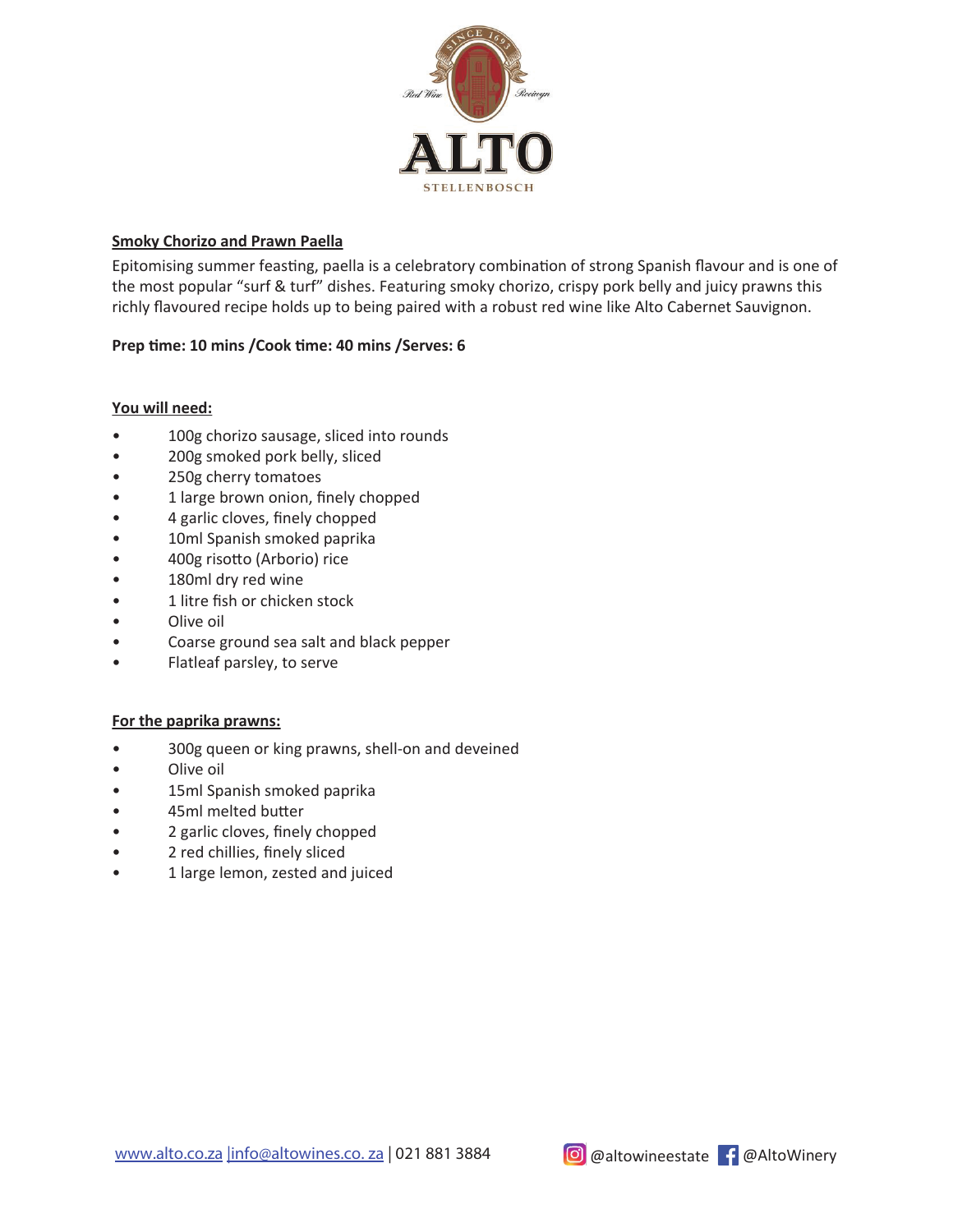# ALTO

STELLENBOSCH

## Smoky Chorizo and Prawn Paella

Epitomising summer feasting, paella is a celebratory combination of strong Spanish flavour and is one of the most popular "surf & turf" dishes. Featuring smoky chorizo, crispy pork belly and juicy prawns this richly flavoured recipe holds up to being paired with a robust red wine like Alto Cabernet Sauvignon.

**Prep time: 10 mins /Cook time: 40 mins /Serves: 6**

### You will need:

- 100g chorizo sausage, sliced into rounds
- 200g smoked pork belly, sliced
- 250g cherry tomatoes
- 1 large brown onion, finely chopped
- 4 garlic cloves, finely chopped
- 10ml Spanish smoked paprika
- 400g risotto (Arborio) rice
- 180ml dry red wine
- 1 litre fish or chicken stock
- Olive oil
- Coarse ground sea salt and black pepper
- Flatleaf parsley, to serve

### For the paprika prawns:

- 300g queen or king prawns, shell-on and deveined
- Olive oil
- 15ml Spanish smoked paprika
- 45ml melted butter
- 2 garlic cloves, finely chopped
- 2 red chillies, finely sliced
- 1 large lemon, zested and juiced

www.alto.co.za | info@altowines.co.za | 021 881 3884 @altowineestate @AltoWinery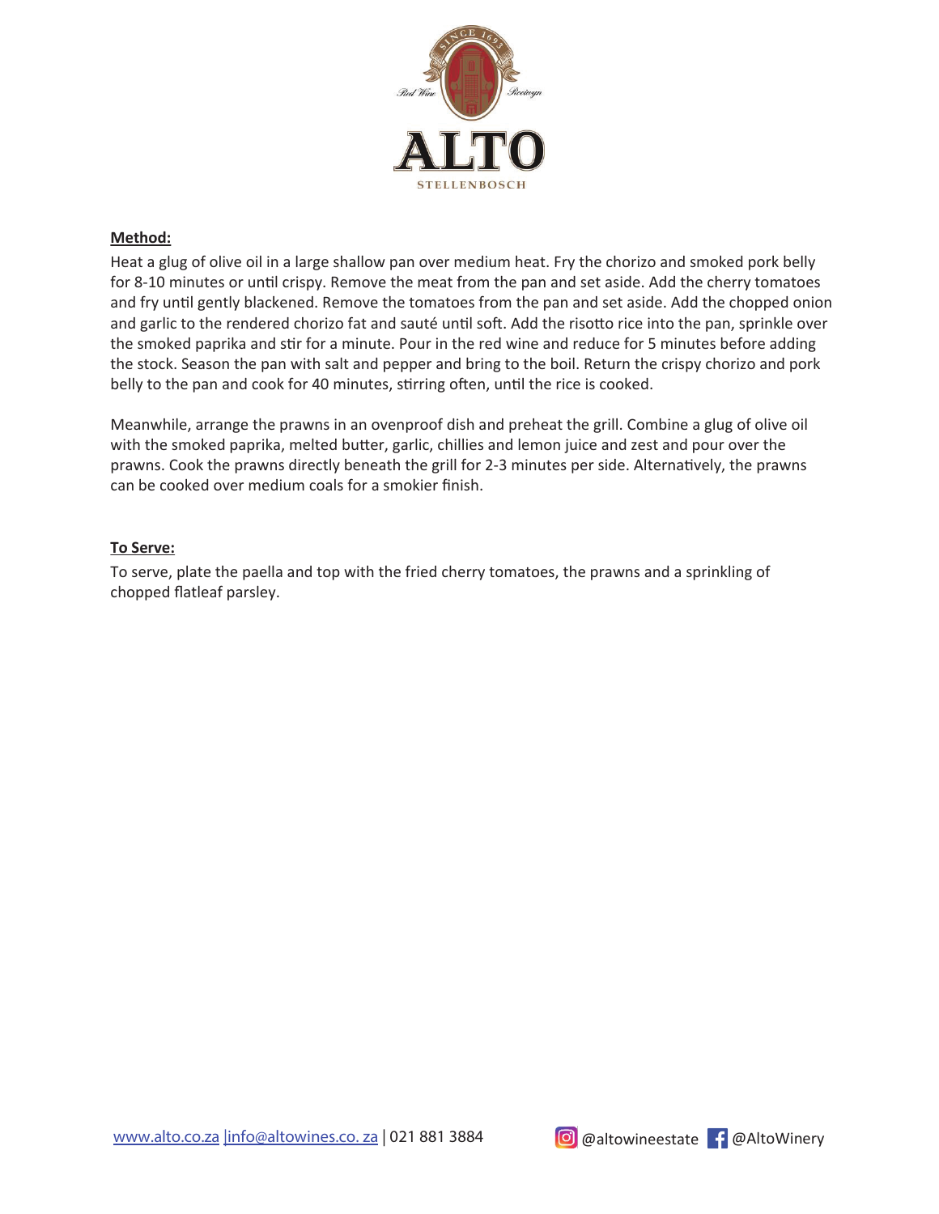**Method:**

Heat a glug of olive oil in a large shallow pan over medium heat. Fry the chorizo and smoked pork belly for 8-10 minutes or until crispy. Remove the meat from the pan and set aside. Add the cherry tomatoes and fry until gently blackened. Remove the tomatoes from the pan and set aside. Add the chopped onion and garlic to the rendered chorizo fat and sauté until soft. Add the risotto rice into the pan, sprinkle over the smoked paprika and stir for a minute. Pour in the red wine and reduce for 5 minutes before adding the stock. Season the pan with salt and pepper and bring to the boil. Return the crispy chorizo and pork belly to the pan and cook for 40 minutes, stirring often, until the rice is cooked.

Meanwhile, arrange the prawns in an ovenproof dish and preheat the grill. Combine a glug of olive oil with the smoked paprika, melted butter, garlic, chillies and lemon juice and zest and pour over the prawns. Cook the prawns directly beneath the grill for 2-3 minutes per side. Alternatively, the prawns can be cooked over medium coals for a smokier finish.

**To Serve:**

To serve, plate the paella and top with the fried cherry tomatoes, the prawns and a sprinkling of chopped flatleaf parsley.